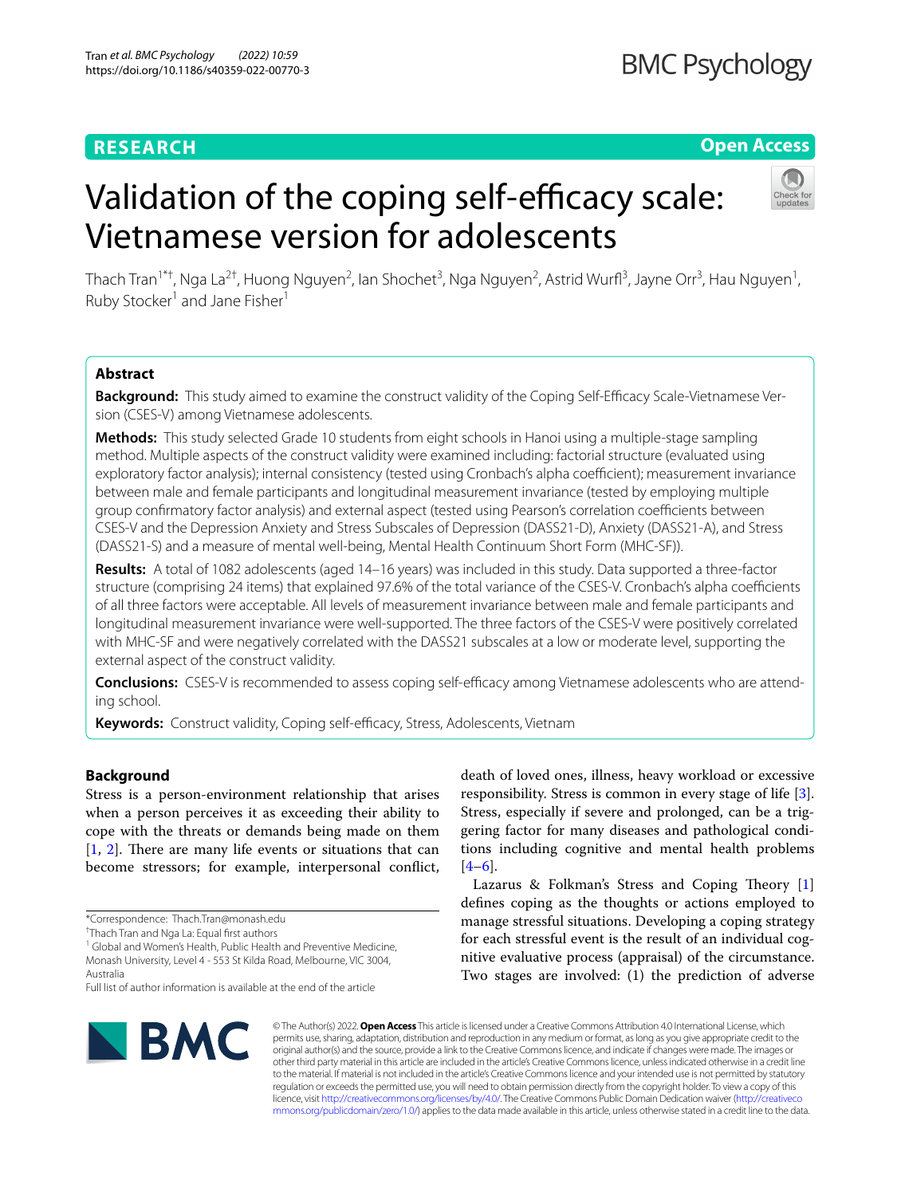## RESEARCH

Open Access

# Validation of the coping self-efficacy scale: Vietnamese version for adolescents

Thach Tran[1*†], Nga La[2†], Huong Nguyen[2], Ian Shochet[3], Nga Nguyen[2], Astrid Wurfl[3], Jayne Orr[3], Hau Nguyen[1], Ruby Stocker[1] and Jane Fisher[1]

## Abstract

**Background:** This study aimed to examine the construct validity of the Coping Self-Efficacy Scale-Vietnamese Version (CSES-V) among Vietnamese adolescents.

**Methods:** This study selected Grade 10 students from eight schools in Hanoi using a multiple-stage sampling method. Multiple aspects of the construct validity were examined including: factorial structure (evaluated using exploratory factor analysis); internal consistency (tested using Cronbach's alpha coefficient); measurement invariance between male and female participants and longitudinal measurement invariance (tested by employing multiple group confirmatory factor analysis) and external aspect (tested using Pearson's correlation coefficients between CSES-V and the Depression Anxiety and Stress Subscales of Depression (DASS21-D), Anxiety (DASS21-A), and Stress (DASS21-S) and a measure of mental well-being, Mental Health Continuum Short Form (MHC-SF)).

**Results:** A total of 1082 adolescents (aged 14–16 years) was included in this study. Data supported a three-factor structure (comprising 24 items) that explained 97.6% of the total variance of the CSES-V. Cronbach's alpha coefficients of all three factors were acceptable. All levels of measurement invariance between male and female participants and longitudinal measurement invariance were well-supported. The three factors of the CSES-V were positively correlated with MHC-SF and were negatively correlated with the DASS21 subscales at a low or moderate level, supporting the external aspect of the construct validity.

**Conclusions:** CSES-V is recommended to assess coping self-efficacy among Vietnamese adolescents who are attending school.

**Keywords:** Construct validity, Coping self-efficacy, Stress, Adolescents, Vietnam

## Background

Stress is a person-environment relationship that arises when a person perceives it as exceeding their ability to cope with the threats or demands being made on them [1, 2]. There are many life events or situations that can become stressors; for example, interpersonal conflict, death of loved ones, illness, heavy workload or excessive responsibility. Stress is common in every stage of life [3]. Stress, especially if severe and prolonged, can be a triggering factor for many diseases and pathological conditions including cognitive and mental health problems [4–6].

Lazarus & Folkman's Stress and Coping Theory [1] defines coping as the thoughts or actions employed to manage stressful situations. Developing a coping strategy for each stressful event is the result of an individual cognitive evaluative process (appraisal) of the circumstance. Two stages are involved: (1) the prediction of adverse

*Correspondence: Thach.Tran@monash.edu

†Thach Tran and Nga La: Equal first authors

[1] Global and Women's Health, Public Health and Preventive Medicine, Monash University, Level 4 - 553 St Kilda Road, Melbourne, VIC 3004, Australia

Full list of author information is available at the end of the article

© The Author(s) 2022. **Open Access** This article is licensed under a Creative Commons Attribution 4.0 International License, which permits use, sharing, adaptation, distribution and reproduction in any medium or format, as long as you give appropriate credit to the original author(s) and the source, provide a link to the Creative Commons licence, and indicate if changes were made. The images or other third party material in this article are included in the article's Creative Commons licence, unless indicated otherwise in a credit line to the material. If material is not included in the article's Creative Commons licence and your intended use is not permitted by statutory regulation or exceeds the permitted use, you will need to obtain permission directly from the copyright holder. To view a copy of this licence, visit http://creativecommons.org/licenses/by/4.0/. The Creative Commons Public Domain Dedication waiver (http://creativecommons.org/publicdomain/zero/1.0/) applies to the data made available in this article, unless otherwise stated in a credit line to the data.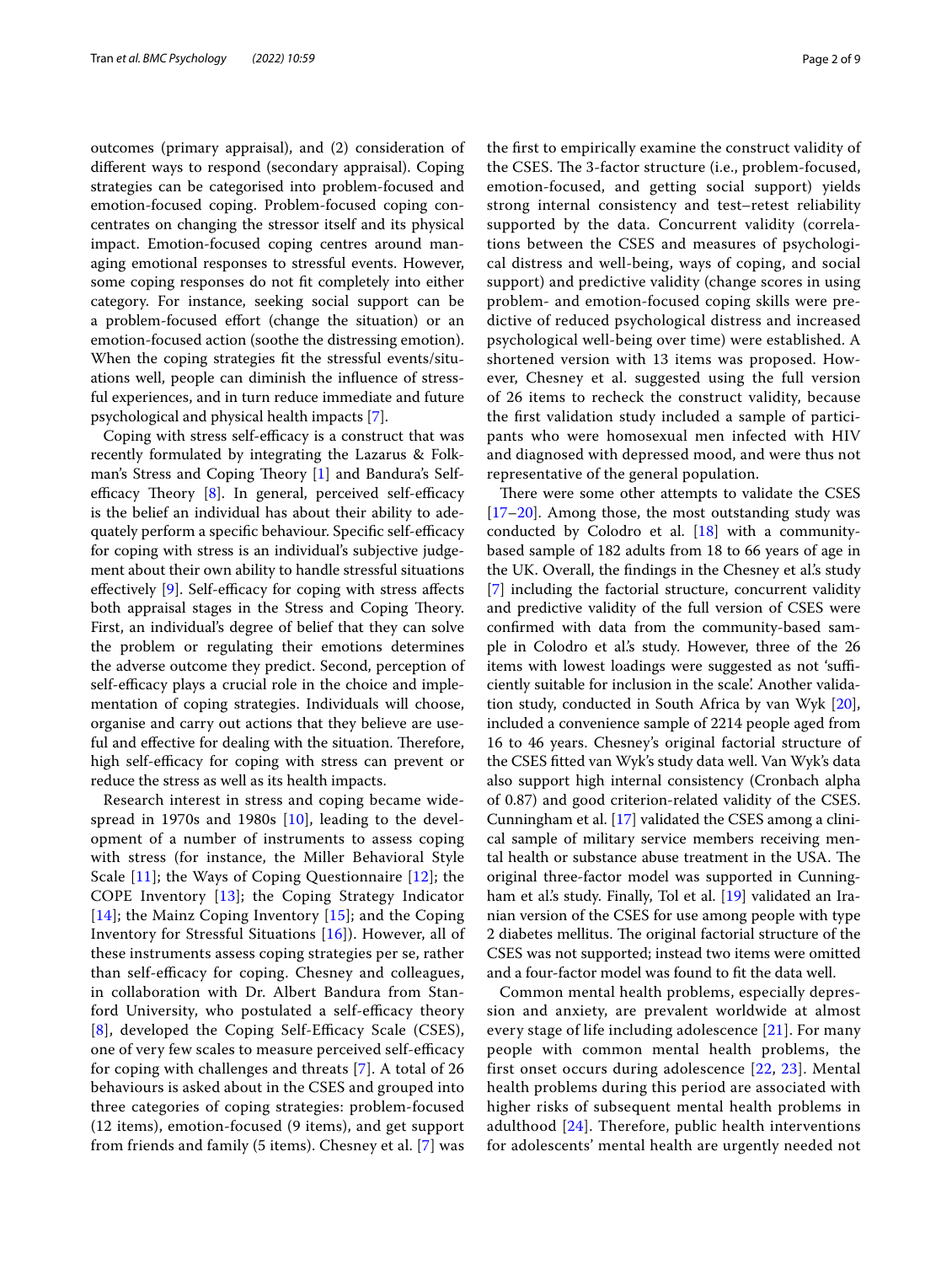outcomes (primary appraisal), and (2) consideration of different ways to respond (secondary appraisal). Coping strategies can be categorised into problem-focused and emotion-focused coping. Problem-focused coping concentrates on changing the stressor itself and its physical impact. Emotion-focused coping centres around managing emotional responses to stressful events. However, some coping responses do not fit completely into either category. For instance, seeking social support can be a problem-focused effort (change the situation) or an emotion-focused action (soothe the distressing emotion). When the coping strategies fit the stressful events/situations well, people can diminish the influence of stressful experiences, and in turn reduce immediate and future psychological and physical health impacts [7].

Coping with stress self-efficacy is a construct that was recently formulated by integrating the Lazarus & Folkman's Stress and Coping Theory [1] and Bandura's Self-efficacy Theory [8]. In general, perceived self-efficacy is the belief an individual has about their ability to adequately perform a specific behaviour. Specific self-efficacy for coping with stress is an individual's subjective judgement about their own ability to handle stressful situations effectively [9]. Self-efficacy for coping with stress affects both appraisal stages in the Stress and Coping Theory. First, an individual's degree of belief that they can solve the problem or regulating their emotions determines the adverse outcome they predict. Second, perception of self-efficacy plays a crucial role in the choice and implementation of coping strategies. Individuals will choose, organise and carry out actions that they believe are useful and effective for dealing with the situation. Therefore, high self-efficacy for coping with stress can prevent or reduce the stress as well as its health impacts.

Research interest in stress and coping became widespread in 1970s and 1980s [10], leading to the development of a number of instruments to assess coping with stress (for instance, the Miller Behavioral Style Scale [11]; the Ways of Coping Questionnaire [12]; the COPE Inventory [13]; the Coping Strategy Indicator [14]; the Mainz Coping Inventory [15]; and the Coping Inventory for Stressful Situations [16]). However, all of these instruments assess coping strategies per se, rather than self-efficacy for coping. Chesney and colleagues, in collaboration with Dr. Albert Bandura from Stanford University, who postulated a self-efficacy theory [8], developed the Coping Self-Efficacy Scale (CSES), one of very few scales to measure perceived self-efficacy for coping with challenges and threats [7]. A total of 26 behaviours is asked about in the CSES and grouped into three categories of coping strategies: problem-focused (12 items), emotion-focused (9 items), and get support from friends and family (5 items). Chesney et al. [7] was the first to empirically examine the construct validity of the CSES. The 3-factor structure (i.e., problem-focused, emotion-focused, and getting social support) yields strong internal consistency and test–retest reliability supported by the data. Concurrent validity (correlations between the CSES and measures of psychological distress and well-being, ways of coping, and social support) and predictive validity (change scores in using problem- and emotion-focused coping skills were predictive of reduced psychological distress and increased psychological well-being over time) were established. A shortened version with 13 items was proposed. However, Chesney et al. suggested using the full version of 26 items to recheck the construct validity, because the first validation study included a sample of participants who were homosexual men infected with HIV and diagnosed with depressed mood, and were thus not representative of the general population.

There were some other attempts to validate the CSES [17–20]. Among those, the most outstanding study was conducted by Colodro et al. [18] with a community-based sample of 182 adults from 18 to 66 years of age in the UK. Overall, the findings in the Chesney et al.'s study [7] including the factorial structure, concurrent validity and predictive validity of the full version of CSES were confirmed with data from the community-based sample in Colodro et al.'s study. However, three of the 26 items with lowest loadings were suggested as not 'sufficiently suitable for inclusion in the scale'. Another validation study, conducted in South Africa by van Wyk [20], included a convenience sample of 2214 people aged from 16 to 46 years. Chesney's original factorial structure of the CSES fitted van Wyk's study data well. Van Wyk's data also support high internal consistency (Cronbach alpha of 0.87) and good criterion-related validity of the CSES. Cunningham et al. [17] validated the CSES among a clinical sample of military service members receiving mental health or substance abuse treatment in the USA. The original three-factor model was supported in Cunningham et al.'s study. Finally, Tol et al. [19] validated an Iranian version of the CSES for use among people with type 2 diabetes mellitus. The original factorial structure of the CSES was not supported; instead two items were omitted and a four-factor model was found to fit the data well.

Common mental health problems, especially depression and anxiety, are prevalent worldwide at almost every stage of life including adolescence [21]. For many people with common mental health problems, the first onset occurs during adolescence [22, 23]. Mental health problems during this period are associated with higher risks of subsequent mental health problems in adulthood [24]. Therefore, public health interventions for adolescents' mental health are urgently needed not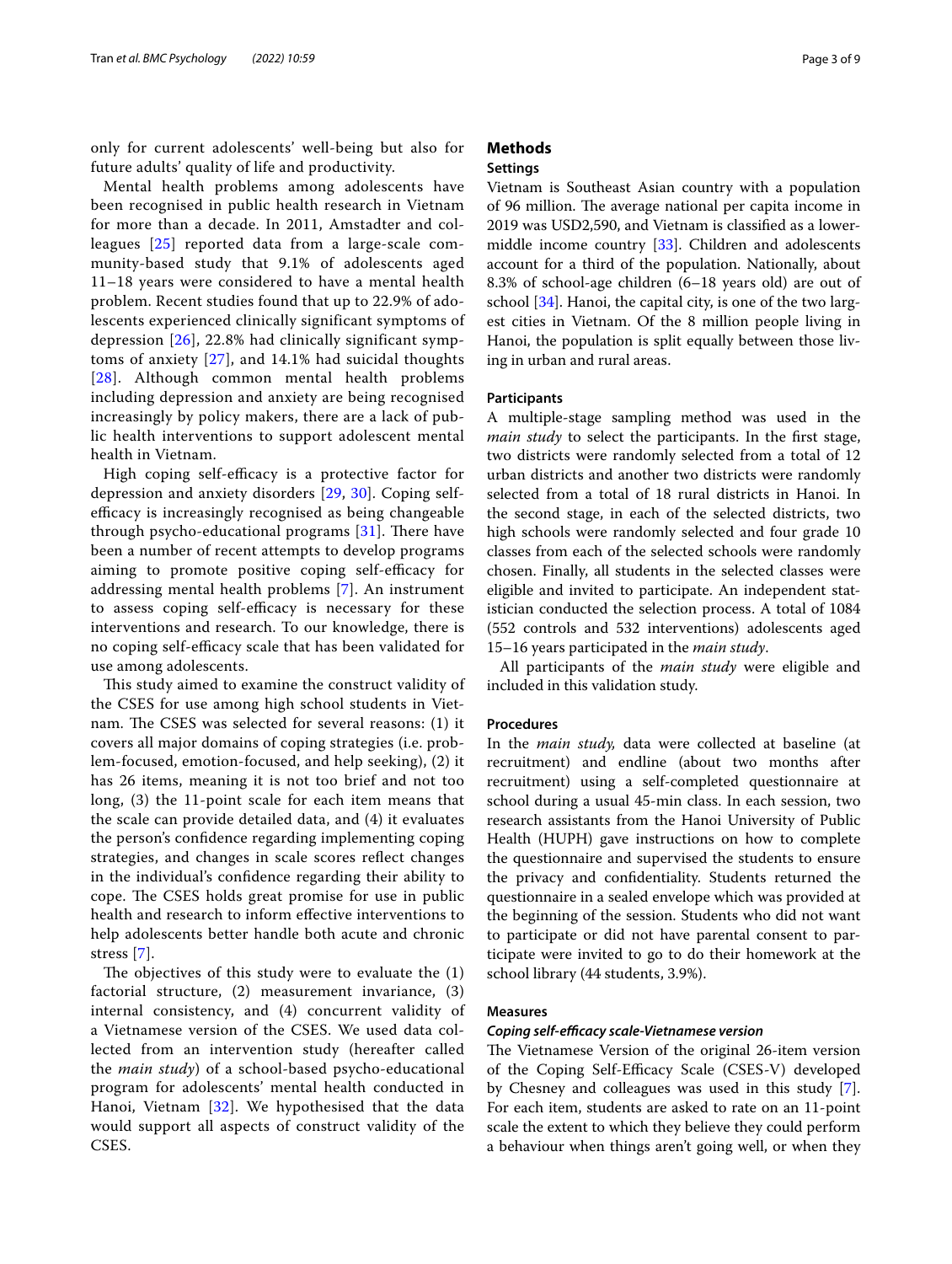only for current adolescents' well-being but also for future adults' quality of life and productivity.

Mental health problems among adolescents have been recognised in public health research in Vietnam for more than a decade. In 2011, Amstadter and colleagues [25] reported data from a large-scale community-based study that 9.1% of adolescents aged 11–18 years were considered to have a mental health problem. Recent studies found that up to 22.9% of adolescents experienced clinically significant symptoms of depression [26], 22.8% had clinically significant symptoms of anxiety [27], and 14.1% had suicidal thoughts [28]. Although common mental health problems including depression and anxiety are being recognised increasingly by policy makers, there are a lack of public health interventions to support adolescent mental health in Vietnam.

High coping self-efficacy is a protective factor for depression and anxiety disorders [29, 30]. Coping self-efficacy is increasingly recognised as being changeable through psycho-educational programs [31]. There have been a number of recent attempts to develop programs aiming to promote positive coping self-efficacy for addressing mental health problems [7]. An instrument to assess coping self-efficacy is necessary for these interventions and research. To our knowledge, there is no coping self-efficacy scale that has been validated for use among adolescents.

This study aimed to examine the construct validity of the CSES for use among high school students in Vietnam. The CSES was selected for several reasons: (1) it covers all major domains of coping strategies (i.e. problem-focused, emotion-focused, and help seeking), (2) it has 26 items, meaning it is not too brief and not too long, (3) the 11-point scale for each item means that the scale can provide detailed data, and (4) it evaluates the person's confidence regarding implementing coping strategies, and changes in scale scores reflect changes in the individual's confidence regarding their ability to cope. The CSES holds great promise for use in public health and research to inform effective interventions to help adolescents better handle both acute and chronic stress [7].

The objectives of this study were to evaluate the (1) factorial structure, (2) measurement invariance, (3) internal consistency, and (4) concurrent validity of a Vietnamese version of the CSES. We used data collected from an intervention study (hereafter called the *main study*) of a school-based psycho-educational program for adolescents' mental health conducted in Hanoi, Vietnam [32]. We hypothesised that the data would support all aspects of construct validity of the CSES.

## Methods

### Settings

Vietnam is Southeast Asian country with a population of 96 million. The average national per capita income in 2019 was USD2,590, and Vietnam is classified as a lower-middle income country [33]. Children and adolescents account for a third of the population. Nationally, about 8.3% of school-age children (6–18 years old) are out of school [34]. Hanoi, the capital city, is one of the two largest cities in Vietnam. Of the 8 million people living in Hanoi, the population is split equally between those living in urban and rural areas.

### Participants

A multiple-stage sampling method was used in the *main study* to select the participants. In the first stage, two districts were randomly selected from a total of 12 urban districts and another two districts were randomly selected from a total of 18 rural districts in Hanoi. In the second stage, in each of the selected districts, two high schools were randomly selected and four grade 10 classes from each of the selected schools were randomly chosen. Finally, all students in the selected classes were eligible and invited to participate. An independent statistician conducted the selection process. A total of 1084 (552 controls and 532 interventions) adolescents aged 15–16 years participated in the *main study*.

All participants of the *main study* were eligible and included in this validation study.

### Procedures

In the *main study,* data were collected at baseline (at recruitment) and endline (about two months after recruitment) using a self-completed questionnaire at school during a usual 45-min class. In each session, two research assistants from the Hanoi University of Public Health (HUPH) gave instructions on how to complete the questionnaire and supervised the students to ensure the privacy and confidentiality. Students returned the questionnaire in a sealed envelope which was provided at the beginning of the session. Students who did not want to participate or did not have parental consent to participate were invited to go to do their homework at the school library (44 students, 3.9%).

### Measures

#### *Coping self-efficacy scale-Vietnamese version*

The Vietnamese Version of the original 26-item version of the Coping Self-Efficacy Scale (CSES-V) developed by Chesney and colleagues was used in this study [7]. For each item, students are asked to rate on an 11-point scale the extent to which they believe they could perform a behaviour when things aren't going well, or when they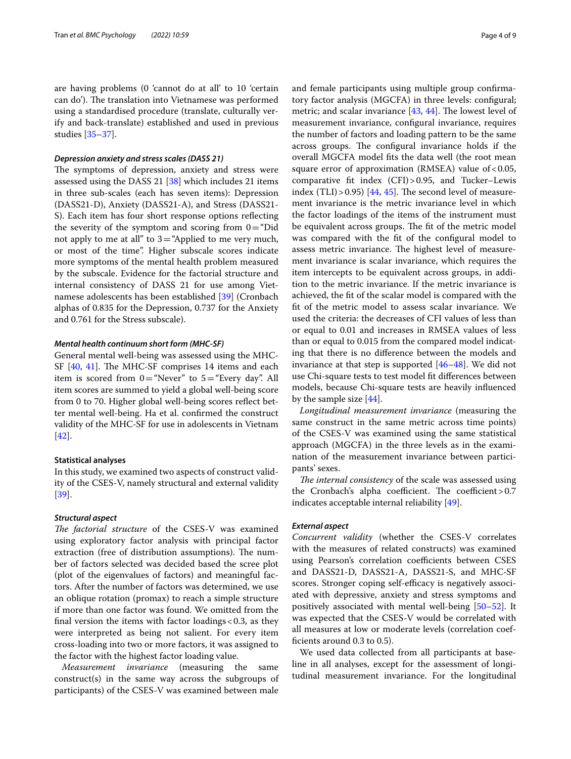are having problems (0 'cannot do at all' to 10 'certain can do'). The translation into Vietnamese was performed using a standardised procedure (translate, culturally verify and back-translate) established and used in previous studies [35–37].

### *Depression anxiety and stress scales (DASS 21)*

The symptoms of depression, anxiety and stress were assessed using the DASS 21 [38] which includes 21 items in three sub-scales (each has seven items): Depression (DASS21-D), Anxiety (DASS21-A), and Stress (DASS21-S). Each item has four short response options reflecting the severity of the symptom and scoring from 0 = "Did not apply to me at all" to 3 = "Applied to me very much, or most of the time". Higher subscale scores indicate more symptoms of the mental health problem measured by the subscale. Evidence for the factorial structure and internal consistency of DASS 21 for use among Vietnamese adolescents has been established [39] (Cronbach alphas of 0.835 for the Depression, 0.737 for the Anxiety and 0.761 for the Stress subscale).

### *Mental health continuum short form (MHC-SF)*

General mental well-being was assessed using the MHC-SF [40, 41]. The MHC-SF comprises 14 items and each item is scored from 0 = "Never" to 5 = "Every day". All item scores are summed to yield a global well-being score from 0 to 70. Higher global well-being scores reflect better mental well-being. Ha et al. confirmed the construct validity of the MHC-SF for use in adolescents in Vietnam [42].

## Statistical analyses

In this study, we examined two aspects of construct validity of the CSES-V, namely structural and external validity [39].

### *Structural aspect*

*The factorial structure* of the CSES-V was examined using exploratory factor analysis with principal factor extraction (free of distribution assumptions). The number of factors selected was decided based the scree plot (plot of the eigenvalues of factors) and meaningful factors. After the number of factors was determined, we use an oblique rotation (promax) to reach a simple structure if more than one factor was found. We omitted from the final version the items with factor loadings < 0.3, as they were interpreted as being not salient. For every item cross-loading into two or more factors, it was assigned to the factor with the highest factor loading value.

*Measurement invariance* (measuring the same construct(s) in the same way across the subgroups of participants) of the CSES-V was examined between male and female participants using multiple group confirmatory factor analysis (MGCFA) in three levels: configural; metric; and scalar invariance [43, 44]. The lowest level of measurement invariance, configural invariance, requires the number of factors and loading pattern to be the same across groups. The configural invariance holds if the overall MGCFA model fits the data well (the root mean square error of approximation (RMSEA) value of < 0.05, comparative fit index (CFI) > 0.95, and Tucker–Lewis index (TLI) > 0.95) [44, 45]. The second level of measurement invariance is the metric invariance level in which the factor loadings of the items of the instrument must be equivalent across groups. The fit of the metric model was compared with the fit of the configural model to assess metric invariance. The highest level of measurement invariance is scalar invariance, which requires the item intercepts to be equivalent across groups, in addition to the metric invariance. If the metric invariance is achieved, the fit of the scalar model is compared with the fit of the metric model to assess scalar invariance. We used the criteria: the decreases of CFI values of less than or equal to 0.01 and increases in RMSEA values of less than or equal to 0.015 from the compared model indicating that there is no difference between the models and invariance at that step is supported [46–48]. We did not use Chi-square tests to test model fit differences between models, because Chi-square tests are heavily influenced by the sample size [44].

*Longitudinal measurement invariance* (measuring the same construct in the same metric across time points) of the CSES-V was examined using the same statistical approach (MGCFA) in the three levels as in the examination of the measurement invariance between participants' sexes.

*The internal consistency* of the scale was assessed using the Cronbach's alpha coefficient. The coefficient > 0.7 indicates acceptable internal reliability [49].

### *External aspect*

*Concurrent validity* (whether the CSES-V correlates with the measures of related constructs) was examined using Pearson's correlation coefficients between CSES and DASS21-D, DASS21-A, DASS21-S, and MHC-SF scores. Stronger coping self-efficacy is negatively associated with depressive, anxiety and stress symptoms and positively associated with mental well-being [50–52]. It was expected that the CSES-V would be correlated with all measures at low or moderate levels (correlation coefficients around 0.3 to 0.5).

We used data collected from all participants at baseline in all analyses, except for the assessment of longitudinal measurement invariance. For the longitudinal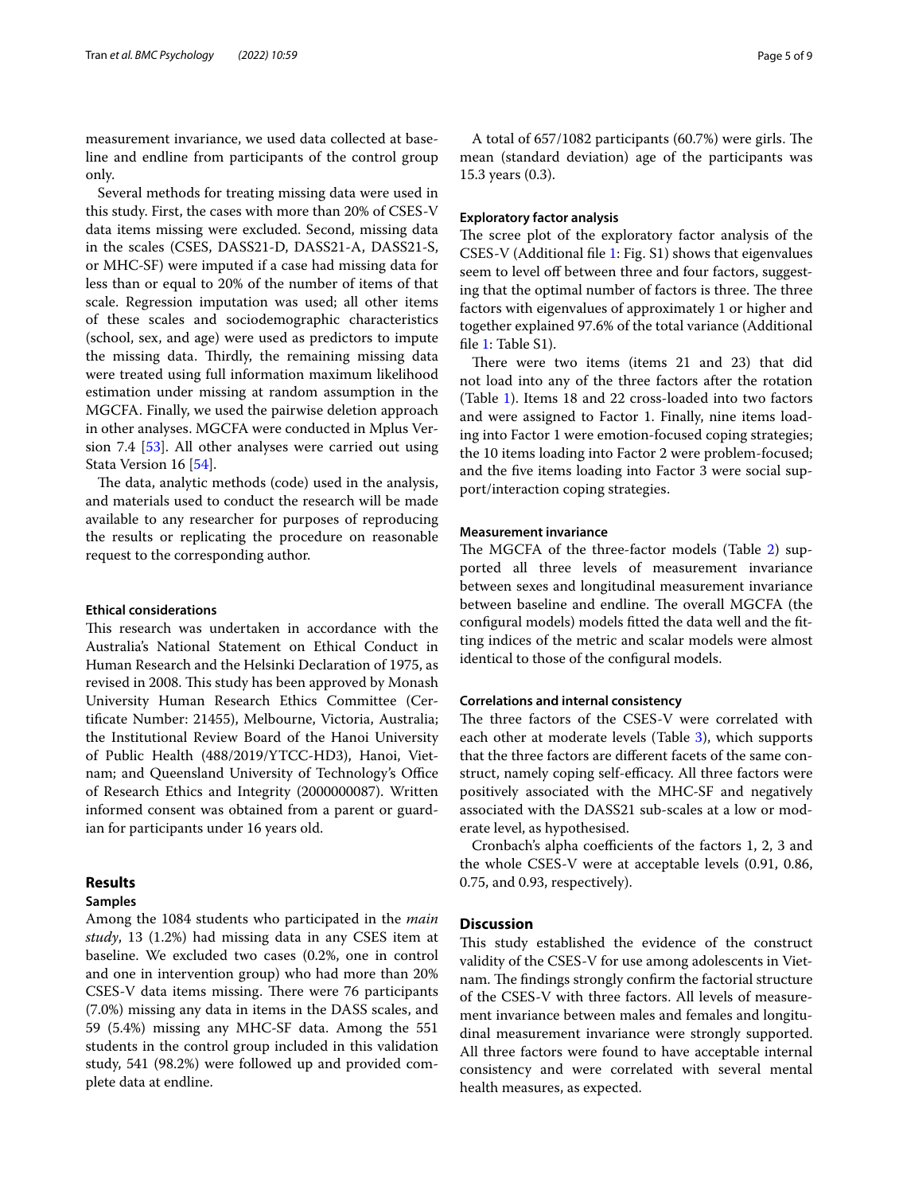measurement invariance, we used data collected at baseline and endline from participants of the control group only.

Several methods for treating missing data were used in this study. First, the cases with more than 20% of CSES-V data items missing were excluded. Second, missing data in the scales (CSES, DASS21-D, DASS21-A, DASS21-S, or MHC-SF) were imputed if a case had missing data for less than or equal to 20% of the number of items of that scale. Regression imputation was used; all other items of these scales and sociodemographic characteristics (school, sex, and age) were used as predictors to impute the missing data. Thirdly, the remaining missing data were treated using full information maximum likelihood estimation under missing at random assumption in the MGCFA. Finally, we used the pairwise deletion approach in other analyses. MGCFA were conducted in Mplus Version 7.4 [53]. All other analyses were carried out using Stata Version 16 [54].

The data, analytic methods (code) used in the analysis, and materials used to conduct the research will be made available to any researcher for purposes of reproducing the results or replicating the procedure on reasonable request to the corresponding author.

### Ethical considerations

This research was undertaken in accordance with the Australia's National Statement on Ethical Conduct in Human Research and the Helsinki Declaration of 1975, as revised in 2008. This study has been approved by Monash University Human Research Ethics Committee (Certificate Number: 21455), Melbourne, Victoria, Australia; the Institutional Review Board of the Hanoi University of Public Health (488/2019/YTCC-HD3), Hanoi, Vietnam; and Queensland University of Technology's Office of Research Ethics and Integrity (2000000087). Written informed consent was obtained from a parent or guardian for participants under 16 years old.

## Results

### Samples

Among the 1084 students who participated in the *main study*, 13 (1.2%) had missing data in any CSES item at baseline. We excluded two cases (0.2%, one in control and one in intervention group) who had more than 20% CSES-V data items missing. There were 76 participants (7.0%) missing any data in items in the DASS scales, and 59 (5.4%) missing any MHC-SF data. Among the 551 students in the control group included in this validation study, 541 (98.2%) were followed up and provided complete data at endline.

A total of 657/1082 participants (60.7%) were girls. The mean (standard deviation) age of the participants was 15.3 years (0.3).

### Exploratory factor analysis

The scree plot of the exploratory factor analysis of the CSES-V (Additional file 1: Fig. S1) shows that eigenvalues seem to level off between three and four factors, suggesting that the optimal number of factors is three. The three factors with eigenvalues of approximately 1 or higher and together explained 97.6% of the total variance (Additional file 1: Table S1).

There were two items (items 21 and 23) that did not load into any of the three factors after the rotation (Table 1). Items 18 and 22 cross-loaded into two factors and were assigned to Factor 1. Finally, nine items loading into Factor 1 were emotion-focused coping strategies; the 10 items loading into Factor 2 were problem-focused; and the five items loading into Factor 3 were social support/interaction coping strategies.

### Measurement invariance

The MGCFA of the three-factor models (Table 2) supported all three levels of measurement invariance between sexes and longitudinal measurement invariance between baseline and endline. The overall MGCFA (the configural models) models fitted the data well and the fitting indices of the metric and scalar models were almost identical to those of the configural models.

### Correlations and internal consistency

The three factors of the CSES-V were correlated with each other at moderate levels (Table 3), which supports that the three factors are different facets of the same construct, namely coping self-efficacy. All three factors were positively associated with the MHC-SF and negatively associated with the DASS21 sub-scales at a low or moderate level, as hypothesised.

Cronbach's alpha coefficients of the factors 1, 2, 3 and the whole CSES-V were at acceptable levels (0.91, 0.86, 0.75, and 0.93, respectively).

## Discussion

This study established the evidence of the construct validity of the CSES-V for use among adolescents in Vietnam. The findings strongly confirm the factorial structure of the CSES-V with three factors. All levels of measurement invariance between males and females and longitudinal measurement invariance were strongly supported. All three factors were found to have acceptable internal consistency and were correlated with several mental health measures, as expected.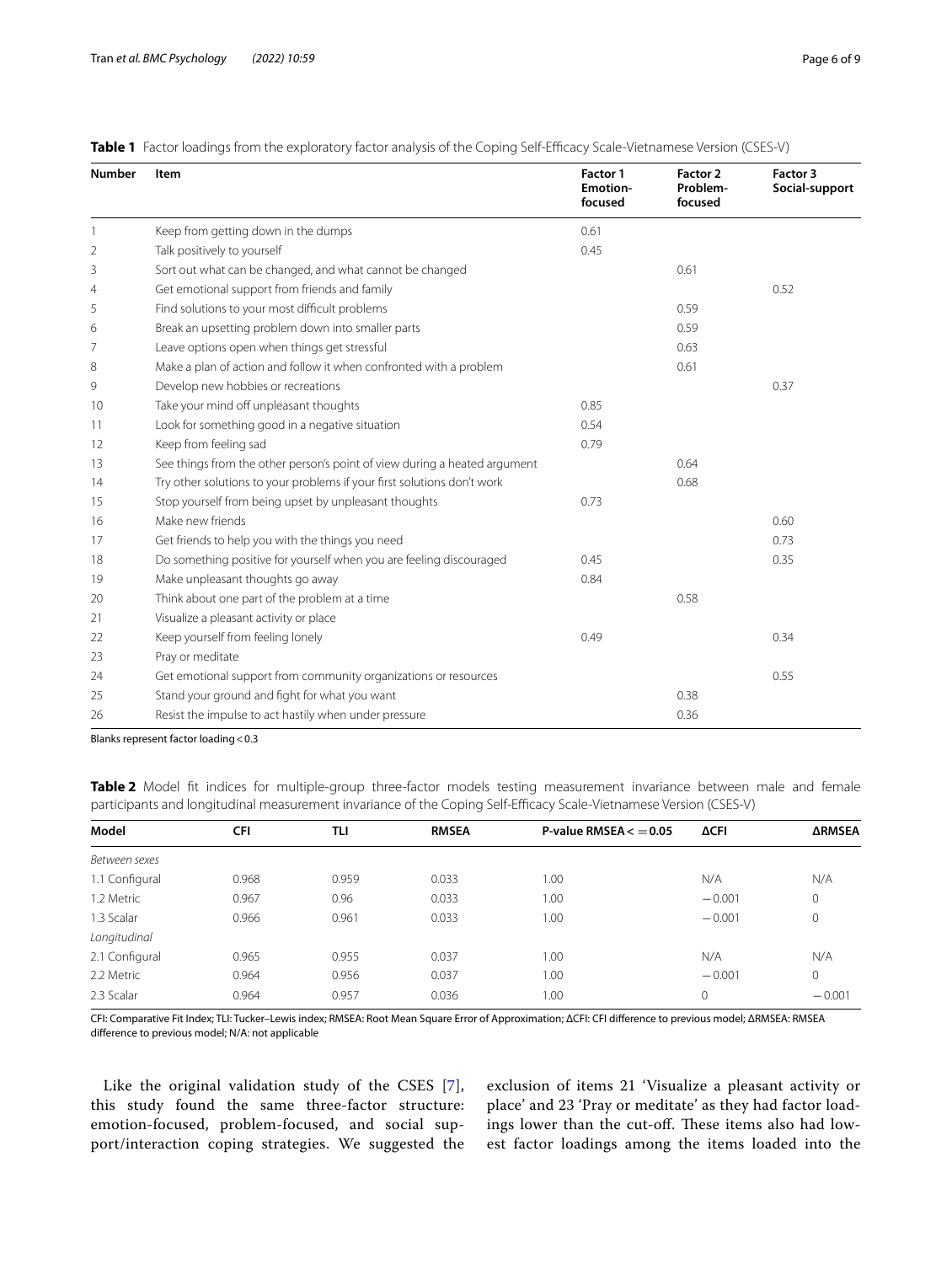**Table 1** Factor loadings from the exploratory factor analysis of the Coping Self-Efficacy Scale-Vietnamese Version (CSES-V)

| Number | Item | Factor 1 Emotion-focused | Factor 2 Problem-focused | Factor 3 Social-support |
|---|---|---|---|---|
| 1 | Keep from getting down in the dumps | 0.61 | | |
| 2 | Talk positively to yourself | 0.45 | | |
| 3 | Sort out what can be changed, and what cannot be changed | | 0.61 | |
| 4 | Get emotional support from friends and family | | | 0.52 |
| 5 | Find solutions to your most difficult problems | | 0.59 | |
| 6 | Break an upsetting problem down into smaller parts | | 0.59 | |
| 7 | Leave options open when things get stressful | | 0.63 | |
| 8 | Make a plan of action and follow it when confronted with a problem | | 0.61 | |
| 9 | Develop new hobbies or recreations | | | 0.37 |
| 10 | Take your mind off unpleasant thoughts | 0.85 | | |
| 11 | Look for something good in a negative situation | 0.54 | | |
| 12 | Keep from feeling sad | 0.79 | | |
| 13 | See things from the other person's point of view during a heated argument | | 0.64 | |
| 14 | Try other solutions to your problems if your first solutions don't work | | 0.68 | |
| 15 | Stop yourself from being upset by unpleasant thoughts | 0.73 | | |
| 16 | Make new friends | | | 0.60 |
| 17 | Get friends to help you with the things you need | | | 0.73 |
| 18 | Do something positive for yourself when you are feeling discouraged | 0.45 | | 0.35 |
| 19 | Make unpleasant thoughts go away | 0.84 | | |
| 20 | Think about one part of the problem at a time | | 0.58 | |
| 21 | Visualize a pleasant activity or place | | | |
| 22 | Keep yourself from feeling lonely | 0.49 | | 0.34 |
| 23 | Pray or meditate | | | |
| 24 | Get emotional support from community organizations or resources | | | 0.55 |
| 25 | Stand your ground and fight for what you want | | 0.38 | |
| 26 | Resist the impulse to act hastily when under pressure | | 0.36 | |

Blanks represent factor loading < 0.3

**Table 2** Model fit indices for multiple-group three-factor models testing measurement invariance between male and female participants and longitudinal measurement invariance of the Coping Self-Efficacy Scale-Vietnamese Version (CSES-V)

| Model | CFI | TLI | RMSEA | P-value RMSEA <= 0.05 | ΔCFI | ΔRMSEA |
|---|---|---|---|---|---|---|
| *Between sexes* | | | | | | |
| 1.1 Configural | 0.968 | 0.959 | 0.033 | 1.00 | N/A | N/A |
| 1.2 Metric | 0.967 | 0.96 | 0.033 | 1.00 | −0.001 | 0 |
| 1.3 Scalar | 0.966 | 0.961 | 0.033 | 1.00 | −0.001 | 0 |
| *Longitudinal* | | | | | | |
| 2.1 Configural | 0.965 | 0.955 | 0.037 | 1.00 | N/A | N/A |
| 2.2 Metric | 0.964 | 0.956 | 0.037 | 1.00 | −0.001 | 0 |
| 2.3 Scalar | 0.964 | 0.957 | 0.036 | 1.00 | 0 | −0.001 |

CFI: Comparative Fit Index; TLI: Tucker–Lewis index; RMSEA: Root Mean Square Error of Approximation; ΔCFI: CFI difference to previous model; ΔRMSEA: RMSEA difference to previous model; N/A: not applicable

Like the original validation study of the CSES [7], this study found the same three-factor structure: emotion-focused, problem-focused, and social support/interaction coping strategies. We suggested the exclusion of items 21 'Visualize a pleasant activity or place' and 23 'Pray or meditate' as they had factor loadings lower than the cut-off. These items also had lowest factor loadings among the items loaded into the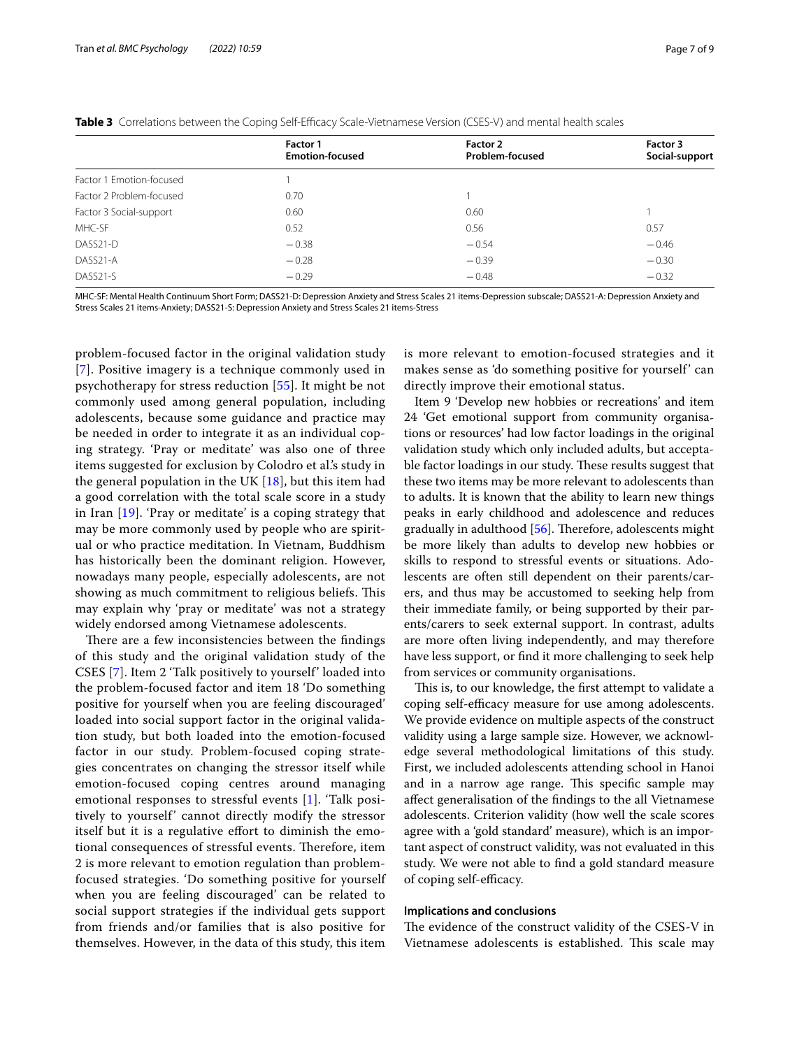**Table 3** Correlations between the Coping Self-Efficacy Scale-Vietnamese Version (CSES-V) and mental health scales

| | Factor 1 Emotion-focused | Factor 2 Problem-focused | Factor 3 Social-support |
|---|---|---|---|
| Factor 1 Emotion-focused | 1 | | |
| Factor 2 Problem-focused | 0.70 | 1 | |
| Factor 3 Social-support | 0.60 | 0.60 | 1 |
| MHC-SF | 0.52 | 0.56 | 0.57 |
| DASS21-D | −0.38 | −0.54 | −0.46 |
| DASS21-A | −0.28 | −0.39 | −0.30 |
| DASS21-S | −0.29 | −0.48 | −0.32 |

MHC-SF: Mental Health Continuum Short Form; DASS21-D: Depression Anxiety and Stress Scales 21 items-Depression subscale; DASS21-A: Depression Anxiety and Stress Scales 21 items-Anxiety; DASS21-S: Depression Anxiety and Stress Scales 21 items-Stress

problem-focused factor in the original validation study [7]. Positive imagery is a technique commonly used in psychotherapy for stress reduction [55]. It might be not commonly used among general population, including adolescents, because some guidance and practice may be needed in order to integrate it as an individual coping strategy. 'Pray or meditate' was also one of three items suggested for exclusion by Colodro et al.'s study in the general population in the UK [18], but this item had a good correlation with the total scale score in a study in Iran [19]. 'Pray or meditate' is a coping strategy that may be more commonly used by people who are spiritual or who practice meditation. In Vietnam, Buddhism has historically been the dominant religion. However, nowadays many people, especially adolescents, are not showing as much commitment to religious beliefs. This may explain why 'pray or meditate' was not a strategy widely endorsed among Vietnamese adolescents.

There are a few inconsistencies between the findings of this study and the original validation study of the CSES [7]. Item 2 'Talk positively to yourself' loaded into the problem-focused factor and item 18 'Do something positive for yourself when you are feeling discouraged' loaded into social support factor in the original validation study, but both loaded into the emotion-focused factor in our study. Problem-focused coping strategies concentrates on changing the stressor itself while emotion-focused coping centres around managing emotional responses to stressful events [1]. 'Talk positively to yourself' cannot directly modify the stressor itself but it is a regulative effort to diminish the emotional consequences of stressful events. Therefore, item 2 is more relevant to emotion regulation than problem-focused strategies. 'Do something positive for yourself when you are feeling discouraged' can be related to social support strategies if the individual gets support from friends and/or families that is also positive for themselves. However, in the data of this study, this item is more relevant to emotion-focused strategies and it makes sense as 'do something positive for yourself' can directly improve their emotional status.

Item 9 'Develop new hobbies or recreations' and item 24 'Get emotional support from community organisations or resources' had low factor loadings in the original validation study which only included adults, but acceptable factor loadings in our study. These results suggest that these two items may be more relevant to adolescents than to adults. It is known that the ability to learn new things peaks in early childhood and adolescence and reduces gradually in adulthood [56]. Therefore, adolescents might be more likely than adults to develop new hobbies or skills to respond to stressful events or situations. Adolescents are often still dependent on their parents/carers, and thus may be accustomed to seeking help from their immediate family, or being supported by their parents/carers to seek external support. In contrast, adults are more often living independently, and may therefore have less support, or find it more challenging to seek help from services or community organisations.

This is, to our knowledge, the first attempt to validate a coping self-efficacy measure for use among adolescents. We provide evidence on multiple aspects of the construct validity using a large sample size. However, we acknowledge several methodological limitations of this study. First, we included adolescents attending school in Hanoi and in a narrow age range. This specific sample may affect generalisation of the findings to the all Vietnamese adolescents. Criterion validity (how well the scale scores agree with a 'gold standard' measure), which is an important aspect of construct validity, was not evaluated in this study. We were not able to find a gold standard measure of coping self-efficacy.

### Implications and conclusions

The evidence of the construct validity of the CSES-V in Vietnamese adolescents is established. This scale may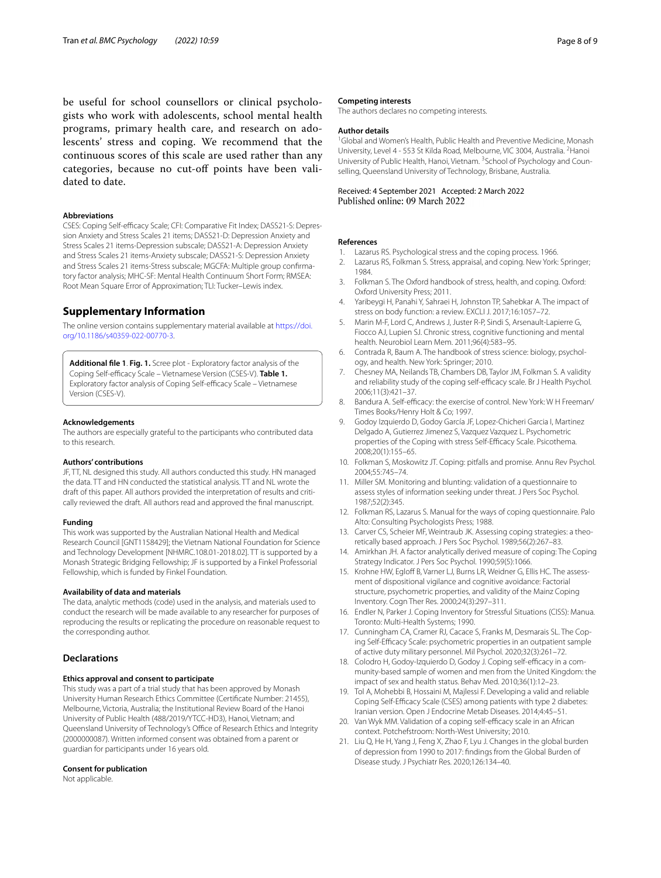be useful for school counsellors or clinical psychologists who work with adolescents, school mental health programs, primary health care, and research on adolescents' stress and coping. We recommend that the continuous scores of this scale are used rather than any categories, because no cut-off points have been validated to date.

#### Abbreviations

CSES: Coping Self-efficacy Scale; CFI: Comparative Fit Index; DASS21-S: Depression Anxiety and Stress Scales 21 items; DASS21-D: Depression Anxiety and Stress Scales 21 items-Depression subscale; DASS21-A: Depression Anxiety and Stress Scales 21 items-Anxiety subscale; DASS21-S: Depression Anxiety and Stress Scales 21 items-Stress subscale; MGCFA: Multiple group confirmatory factor analysis; MHC-SF: Mental Health Continuum Short Form; RMSEA: Root Mean Square Error of Approximation; TLI: Tucker–Lewis index.

## Supplementary Information

The online version contains supplementary material available at https://doi.org/10.1186/s40359-022-00770-3.

**Additional file 1**. **Fig. 1.** Scree plot - Exploratory factor analysis of the Coping Self-efficacy Scale – Vietnamese Version (CSES-V). **Table 1.** Exploratory factor analysis of Coping Self-efficacy Scale – Vietnamese Version (CSES-V).

#### Acknowledgements

The authors are especially grateful to the participants who contributed data to this research.

#### Authors' contributions

JF, TT, NL designed this study. All authors conducted this study. HN managed the data. TT and HN conducted the statistical analysis. TT and NL wrote the draft of this paper. All authors provided the interpretation of results and critically reviewed the draft. All authors read and approved the final manuscript.

#### Funding

This work was supported by the Australian National Health and Medical Research Council [GNT1158429]; the Vietnam National Foundation for Science and Technology Development [NHMRC.108.01-2018.02]. TT is supported by a Monash Strategic Bridging Fellowship; JF is supported by a Finkel Professorial Fellowship, which is funded by Finkel Foundation.

#### Availability of data and materials

The data, analytic methods (code) used in the analysis, and materials used to conduct the research will be made available to any researcher for purposes of reproducing the results or replicating the procedure on reasonable request to the corresponding author.

## Declarations

#### Ethics approval and consent to participate

This study was a part of a trial study that has been approved by Monash University Human Research Ethics Committee (Certificate Number: 21455), Melbourne, Victoria, Australia; the Institutional Review Board of the Hanoi University of Public Health (488/2019/YTCC-HD3), Hanoi, Vietnam; and Queensland University of Technology's Office of Research Ethics and Integrity (2000000087). Written informed consent was obtained from a parent or guardian for participants under 16 years old.

#### Consent for publication

Not applicable.

#### Competing interests

The authors declares no competing interests.

#### Author details

[1] Global and Women's Health, Public Health and Preventive Medicine, Monash University, Level 4 - 553 St Kilda Road, Melbourne, VIC 3004, Australia. [2] Hanoi University of Public Health, Hanoi, Vietnam. [3] School of Psychology and Counselling, Queensland University of Technology, Brisbane, Australia.

Received: 4 September 2021 Accepted: 2 March 2022
Published online: 09 March 2022

#### References

1. Lazarus RS. Psychological stress and the coping process. 1966.
2. Lazarus RS, Folkman S. Stress, appraisal, and coping. New York: Springer; 1984.
3. Folkman S. The Oxford handbook of stress, health, and coping. Oxford: Oxford University Press; 2011.
4. Yaribeygi H, Panahi Y, Sahraei H, Johnston TP, Sahebkar A. The impact of stress on body function: a review. EXCLI J. 2017;16:1057–72.
5. Marin M-F, Lord C, Andrews J, Juster R-P, Sindi S, Arsenault-Lapierre G, Fiocco AJ, Lupien SJ. Chronic stress, cognitive functioning and mental health. Neurobiol Learn Mem. 2011;96(4):583–95.
6. Contrada R, Baum A. The handbook of stress science: biology, psychology, and health. New York: Springer; 2010.
7. Chesney MA, Neilands TB, Chambers DB, Taylor JM, Folkman S. A validity and reliability study of the coping self-efficacy scale. Br J Health Psychol. 2006;11(3):421–37.
8. Bandura A. Self-efficacy: the exercise of control. New York: W H Freeman/Times Books/Henry Holt & Co; 1997.
9. Godoy Izquierdo D, Godoy García JF, Lopez-Chicheri Garcia I, Martinez Delgado A, Gutierrez Jimenez S, Vazquez Vazquez L. Psychometric properties of the Coping with stress Self-Efficacy Scale. Psicothema. 2008;20(1):155–65.
10. Folkman S, Moskowitz JT. Coping: pitfalls and promise. Annu Rev Psychol. 2004;55:745–74.
11. Miller SM. Monitoring and blunting: validation of a questionnaire to assess styles of information seeking under threat. J Pers Soc Psychol. 1987;52(2):345.
12. Folkman RS, Lazarus S. Manual for the ways of coping questionnaire. Palo Alto: Consulting Psychologists Press; 1988.
13. Carver CS, Scheier MF, Weintraub JK. Assessing coping strategies: a theoretically based approach. J Pers Soc Psychol. 1989;56(2):267–83.
14. Amirkhan JH. A factor analytically derived measure of coping: The Coping Strategy Indicator. J Pers Soc Psychol. 1990;59(5):1066.
15. Krohne HW, Egloff B, Varner LJ, Burns LR, Weidner G, Ellis HC. The assessment of dispositional vigilance and cognitive avoidance: Factorial structure, psychometric properties, and validity of the Mainz Coping Inventory. Cogn Ther Res. 2000;24(3):297–311.
16. Endler N, Parker J. Coping Inventory for Stressful Situations (CISS): Manua. Toronto: Multi-Health Systems; 1990.
17. Cunningham CA, Cramer RJ, Cacace S, Franks M, Desmarais SL. The Coping Self-Efficacy Scale: psychometric properties in an outpatient sample of active duty military personnel. Mil Psychol. 2020;32(3):261–72.
18. Colodro H, Godoy-Izquierdo D, Godoy J. Coping self-efficacy in a community-based sample of women and men from the United Kingdom: the impact of sex and health status. Behav Med. 2010;36(1):12–23.
19. Tol A, Mohebbi B, Hossaini M, Majlessi F. Developing a valid and reliable Coping Self-Efficacy Scale (CSES) among patients with type 2 diabetes: Iranian version. Open J Endocrine Metab Diseases. 2014;4:45–51.
20. Van Wyk MM. Validation of a coping self-efficacy scale in an African context. Potchefstroom: North-West University; 2010.
21. Liu Q, He H, Yang J, Feng X, Zhao F, Lyu J. Changes in the global burden of depression from 1990 to 2017: findings from the Global Burden of Disease study. J Psychiatr Res. 2020;126:134–40.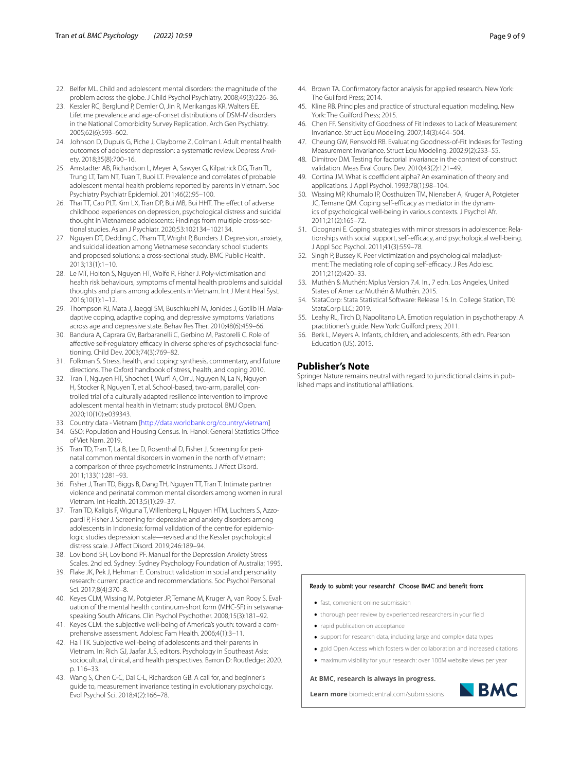22. Belfer ML. Child and adolescent mental disorders: the magnitude of the problem across the globe. J Child Psychol Psychiatry. 2008;49(3):226–36.
23. Kessler RC, Berglund P, Demler O, Jin R, Merikangas KR, Walters EE. Lifetime prevalence and age-of-onset distributions of DSM-IV disorders in the National Comorbidity Survey Replication. Arch Gen Psychiatry. 2005;62(6):593–602.
24. Johnson D, Dupuis G, Piche J, Clayborne Z, Colman I. Adult mental health outcomes of adolescent depression: a systematic review. Depress Anxiety. 2018;35(8):700–16.
25. Amstadter AB, Richardson L, Meyer A, Sawyer G, Kilpatrick DG, Tran TL, Trung LT, Tam NT, Tuan T, Buoi LT. Prevalence and correlates of probable adolescent mental health problems reported by parents in Vietnam. Soc Psychiatry Psychiatr Epidemiol. 2011;46(2):95–100.
26. Thai TT, Cao PLT, Kim LX, Tran DP, Bui MB, Bui HHT. The effect of adverse childhood experiences on depression, psychological distress and suicidal thought in Vietnamese adolescents: Findings from multiple cross-sectional studies. Asian J Psychiatr. 2020;53:102134–102134.
27. Nguyen DT, Dedding C, Pham TT, Wright P, Bunders J. Depression, anxiety, and suicidal ideation among Vietnamese secondary school students and proposed solutions: a cross-sectional study. BMC Public Health. 2013;13(1):1–10.
28. Le MT, Holton S, Nguyen HT, Wolfe R, Fisher J. Poly-victimisation and health risk behaviours, symptoms of mental health problems and suicidal thoughts and plans among adolescents in Vietnam. Int J Ment Heal Syst. 2016;10(1):1–12.
29. Thompson RJ, Mata J, Jaeggi SM, Buschkuehl M, Jonides J, Gotlib IH. Maladaptive coping, adaptive coping, and depressive symptoms: Variations across age and depressive state. Behav Res Ther. 2010;48(6):459–66.
30. Bandura A, Caprara GV, Barbaranelli C, Gerbino M, Pastorelli C. Role of affective self-regulatory efficacy in diverse spheres of psychosocial functioning. Child Dev. 2003;74(3):769–82.
31. Folkman S. Stress, health, and coping: synthesis, commentary, and future directions. The Oxford handbook of stress, health, and coping 2010.
32. Tran T, Nguyen HT, Shochet I, Wurfl A, Orr J, Nguyen N, La N, Nguyen H, Stocker R, Nguyen T, et al. School-based, two-arm, parallel, controlled trial of a culturally adapted resilience intervention to improve adolescent mental health in Vietnam: study protocol. BMJ Open. 2020;10(10):e039343.
33. Country data - Vietnam [http://data.worldbank.org/country/vietnam]
34. GSO: Population and Housing Census. In. Hanoi: General Statistics Office of Viet Nam. 2019.
35. Tran TD, Tran T, La B, Lee D, Rosenthal D, Fisher J. Screening for perinatal common mental disorders in women in the north of Vietnam: a comparison of three psychometric instruments. J Affect Disord. 2011;133(1):281–93.
36. Fisher J, Tran TD, Biggs B, Dang TH, Nguyen TT, Tran T. Intimate partner violence and perinatal common mental disorders among women in rural Vietnam. Int Health. 2013;5(1):29–37.
37. Tran TD, Kaligis F, Wiguna T, Willenberg L, Nguyen HTM, Luchters S, Azzopardi P, Fisher J. Screening for depressive and anxiety disorders among adolescents in Indonesia: formal validation of the centre for epidemiologic studies depression scale—revised and the Kessler psychological distress scale. J Affect Disord. 2019;246:189–94.
38. Lovibond SH, Lovibond PF. Manual for the Depression Anxiety Stress Scales. 2nd ed. Sydney: Sydney Psychology Foundation of Australia; 1995.
39. Flake JK, Pek J, Hehman E. Construct validation in social and personality research: current practice and recommendations. Soc Psychol Personal Sci. 2017;8(4):370–8.
40. Keyes CLM, Wissing M, Potgieter JP, Temane M, Kruger A, van Rooy S. Evaluation of the mental health continuum-short form (MHC-SF) in setswana-speaking South Africans. Clin Psychol Psychother. 2008;15(3):181–92.
41. Keyes CLM. the subjective well-being of America's youth: toward a comprehensive assessment. Adolesc Fam Health. 2006;4(1):3–11.
42. Ha TTK. Subjective well-being of adolescents and their parents in Vietnam. In: Rich GJ, Jaafar JLS, editors. Psychology in Southeast Asia: sociocultural, clinical, and health perspectives. Barron D: Routledge; 2020. p. 116–33.
43. Wang S, Chen C-C, Dai C-L, Richardson GB. A call for, and beginner's guide to, measurement invariance testing in evolutionary psychology. Evol Psychol Sci. 2018;4(2):166–78.
44. Brown TA. Confirmatory factor analysis for applied research. New York: The Guilford Press; 2014.
45. Kline RB. Principles and practice of structural equation modeling. New York: The Guilford Press; 2015.
46. Chen FF. Sensitivity of Goodness of Fit Indexes to Lack of Measurement Invariance. Struct Equ Modeling. 2007;14(3):464–504.
47. Cheung GW, Rensvold RB. Evaluating Goodness-of-Fit Indexes for Testing Measurement Invariance. Struct Equ Modeling. 2002;9(2):233–55.
48. Dimitrov DM. Testing for factorial invariance in the context of construct validation. Meas Eval Couns Dev. 2010;43(2):121–49.
49. Cortina JM. What is coefficient alpha? An examination of theory and applications. J Appl Psychol. 1993;78(1):98–104.
50. Wissing MP, Khumalo IP, Oosthuizen TM, Nienaber A, Kruger A, Potgieter JC, Temane QM. Coping self-efficacy as mediator in the dynamics of psychological well-being in various contexts. J Psychol Afr. 2011;21(2):165–72.
51. Cicognani E. Coping strategies with minor stressors in adolescence: Relationships with social support, self-efficacy, and psychological well-being. J Appl Soc Psychol. 2011;41(3):559–78.
52. Singh P, Bussey K. Peer victimization and psychological maladjustment: The mediating role of coping self-efficacy. J Res Adolesc. 2011;21(2):420–33.
53. Muthén & Muthén: Mplus Version 7.4. In., 7 edn. Los Angeles, United States of America: Muthén & Muthén. 2015.
54. StataCorp: Stata Statistical Software: Release 16. In. College Station, TX: StataCorp LLC; 2019.
55. Leahy RL, Tirch D, Napolitano LA. Emotion regulation in psychotherapy: A practitioner's guide. New York: Guilford press; 2011.
56. Berk L, Meyers A. Infants, children, and adolescents, 8th edn. Pearson Education (US). 2015.

## Publisher's Note

Springer Nature remains neutral with regard to jurisdictional claims in published maps and institutional affiliations.

Ready to submit your research? Choose BMC and benefit from:

- fast, convenient online submission
- thorough peer review by experienced researchers in your field
- rapid publication on acceptance
- support for research data, including large and complex data types
- gold Open Access which fosters wider collaboration and increased citations
- maximum visibility for your research: over 100M website views per year

**At BMC, research is always in progress.**

**Learn more** biomedcentral.com/submissions

BMC